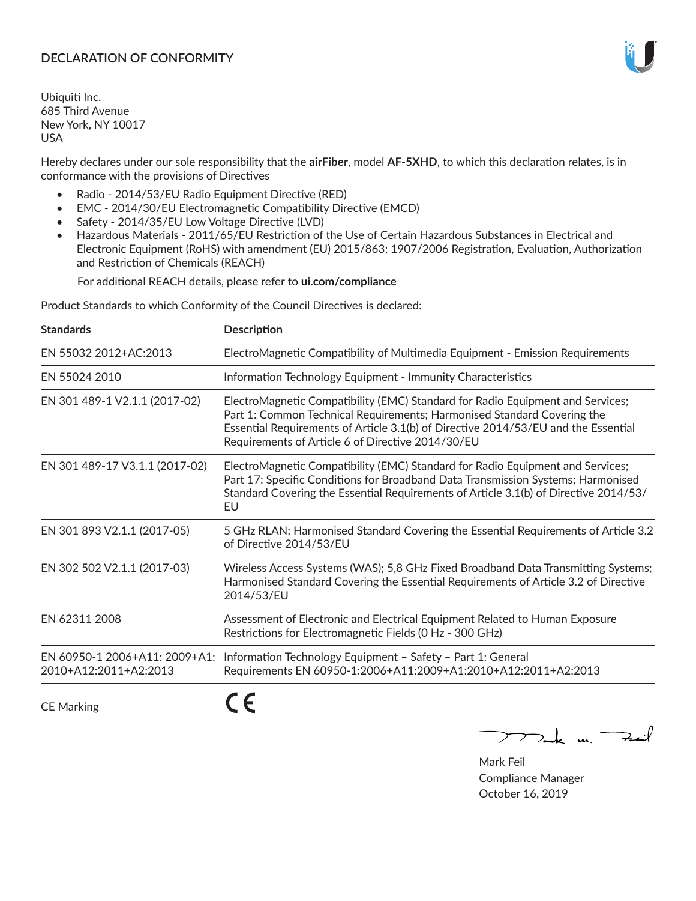## DECLARATION OF CONFORMITY

Ubiquiti Inc.
685 Third Avenue
New York, NY 10017
USA

Hereby declares under our sole responsibility that the **airFiber**, model **AF-5XHD**, to which this declaration relates, is in conformance with the provisions of Directives

- Radio - 2014/53/EU Radio Equipment Directive (RED)
- EMC - 2014/30/EU Electromagnetic Compatibility Directive (EMCD)
- Safety - 2014/35/EU Low Voltage Directive (LVD)
- Hazardous Materials - 2011/65/EU Restriction of the Use of Certain Hazardous Substances in Electrical and Electronic Equipment (RoHS) with amendment (EU) 2015/863; 1907/2006 Registration, Evaluation, Authorization and Restriction of Chemicals (REACH)

  For additional REACH details, please refer to **ui.com/compliance**

Product Standards to which Conformity of the Council Directives is declared:

| Standards | Description |
|---|---|
| EN 55032 2012+AC:2013 | ElectroMagnetic Compatibility of Multimedia Equipment - Emission Requirements |
| EN 55024 2010 | Information Technology Equipment - Immunity Characteristics |
| EN 301 489-1 V2.1.1 (2017-02) | ElectroMagnetic Compatibility (EMC) Standard for Radio Equipment and Services; Part 1: Common Technical Requirements; Harmonised Standard Covering the Essential Requirements of Article 3.1(b) of Directive 2014/53/EU and the Essential Requirements of Article 6 of Directive 2014/30/EU |
| EN 301 489-17 V3.1.1 (2017-02) | ElectroMagnetic Compatibility (EMC) Standard for Radio Equipment and Services; Part 17: Specific Conditions for Broadband Data Transmission Systems; Harmonised Standard Covering the Essential Requirements of Article 3.1(b) of Directive 2014/53/EU |
| EN 301 893 V2.1.1 (2017-05) | 5 GHz RLAN; Harmonised Standard Covering the Essential Requirements of Article 3.2 of Directive 2014/53/EU |
| EN 302 502 V2.1.1 (2017-03) | Wireless Access Systems (WAS); 5,8 GHz Fixed Broadband Data Transmitting Systems; Harmonised Standard Covering the Essential Requirements of Article 3.2 of Directive 2014/53/EU |
| EN 62311 2008 | Assessment of Electronic and Electrical Equipment Related to Human Exposure Restrictions for Electromagnetic Fields (0 Hz - 300 GHz) |
| EN 60950-1 2006+A11: 2009+A1: 2010+A12:2011+A2:2013 | Information Technology Equipment – Safety – Part 1: General Requirements EN 60950-1:2006+A11:2009+A1:2010+A12:2011+A2:2013 |

CE Marking CE

Mark Feil
Compliance Manager
October 16, 2019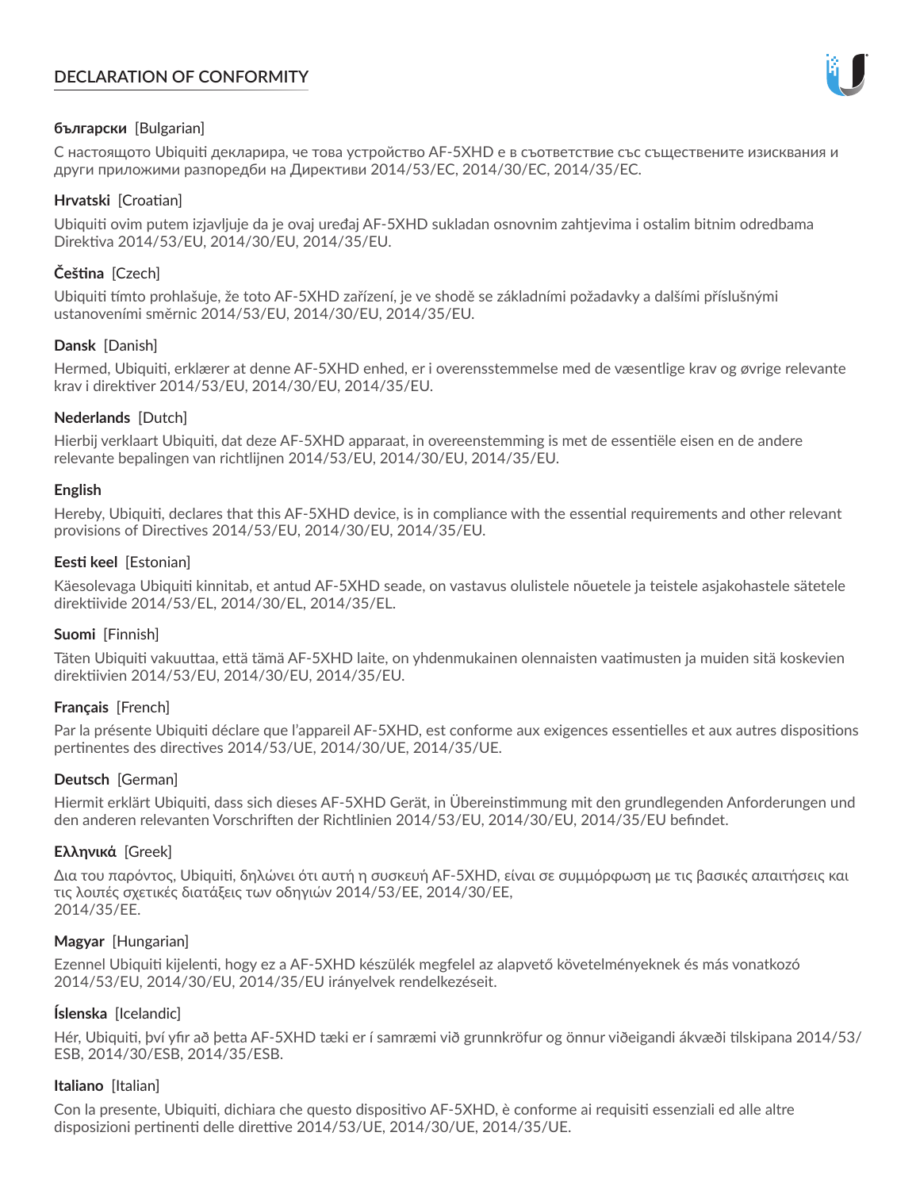# DECLARATION OF CONFORMITY

**български** [Bulgarian]

С настоящото Ubiquiti декларира, че това устройство AF-5XHD е в съответствие със съществените изисквания и други приложими разпоредби на Директиви 2014/53/EC, 2014/30/ЕС, 2014/35/ЕС.

**Hrvatski** [Croatian]

Ubiquiti ovim putem izjavljuje da je ovaj uređaj AF-5XHD sukladan osnovnim zahtjevima i ostalim bitnim odredbama Direktiva 2014/53/EU, 2014/30/EU, 2014/35/EU.

**Čeština** [Czech]

Ubiquiti tímto prohlašuje, že toto AF-5XHD zařízení, je ve shodě se základními požadavky a dalšími příslušnými ustanoveními směrnic 2014/53/EU, 2014/30/EU, 2014/35/EU.

**Dansk** [Danish]

Hermed, Ubiquiti, erklærer at denne AF-5XHD enhed, er i overensstemmelse med de væsentlige krav og øvrige relevante krav i direktiver 2014/53/EU, 2014/30/EU, 2014/35/EU.

**Nederlands** [Dutch]

Hierbij verklaart Ubiquiti, dat deze AF-5XHD apparaat, in overeenstemming is met de essentiële eisen en de andere relevante bepalingen van richtlijnen 2014/53/EU, 2014/30/EU, 2014/35/EU.

**English**

Hereby, Ubiquiti, declares that this AF-5XHD device, is in compliance with the essential requirements and other relevant provisions of Directives 2014/53/EU, 2014/30/EU, 2014/35/EU.

**Eesti keel** [Estonian]

Käesolevaga Ubiquiti kinnitab, et antud AF-5XHD seade, on vastavus olulistele nõuetele ja teistele asjakohastele sätetele direktiivide 2014/53/EL, 2014/30/EL, 2014/35/EL.

**Suomi** [Finnish]

Täten Ubiquiti vakuuttaa, että tämä AF-5XHD laite, on yhdenmukainen olennaisten vaatimusten ja muiden sitä koskevien direktiivien 2014/53/EU, 2014/30/EU, 2014/35/EU.

**Français** [French]

Par la présente Ubiquiti déclare que l'appareil AF-5XHD, est conforme aux exigences essentielles et aux autres dispositions pertinentes des directives 2014/53/UE, 2014/30/UE, 2014/35/UE.

**Deutsch** [German]

Hiermit erklärt Ubiquiti, dass sich dieses AF-5XHD Gerät, in Übereinstimmung mit den grundlegenden Anforderungen und den anderen relevanten Vorschriften der Richtlinien 2014/53/EU, 2014/30/EU, 2014/35/EU befindet.

**Ελληνικά** [Greek]

Δια του παρόντος, Ubiquiti, δηλώνει ότι αυτή η συσκευή AF-5XHD, είναι σε συμμόρφωση με τις βασικές απαιτήσεις και τις λοιπές σχετικές διατάξεις των οδηγιών 2014/53/EE, 2014/30/EE, 2014/35/EE.

**Magyar** [Hungarian]

Ezennel Ubiquiti kijelenti, hogy ez a AF-5XHD készülék megfelel az alapvető követelményeknek és más vonatkozó 2014/53/EU, 2014/30/EU, 2014/35/EU irányelvek rendelkezéseit.

**Íslenska** [Icelandic]

Hér, Ubiquiti, því yfir að þetta AF-5XHD tæki er í samræmi við grunnkröfur og önnur viðeigandi ákvæði tilskipana 2014/53/ESB, 2014/30/ESB, 2014/35/ESB.

**Italiano** [Italian]

Con la presente, Ubiquiti, dichiara che questo dispositivo AF-5XHD, è conforme ai requisiti essenziali ed alle altre disposizioni pertinenti delle direttive 2014/53/UE, 2014/30/UE, 2014/35/UE.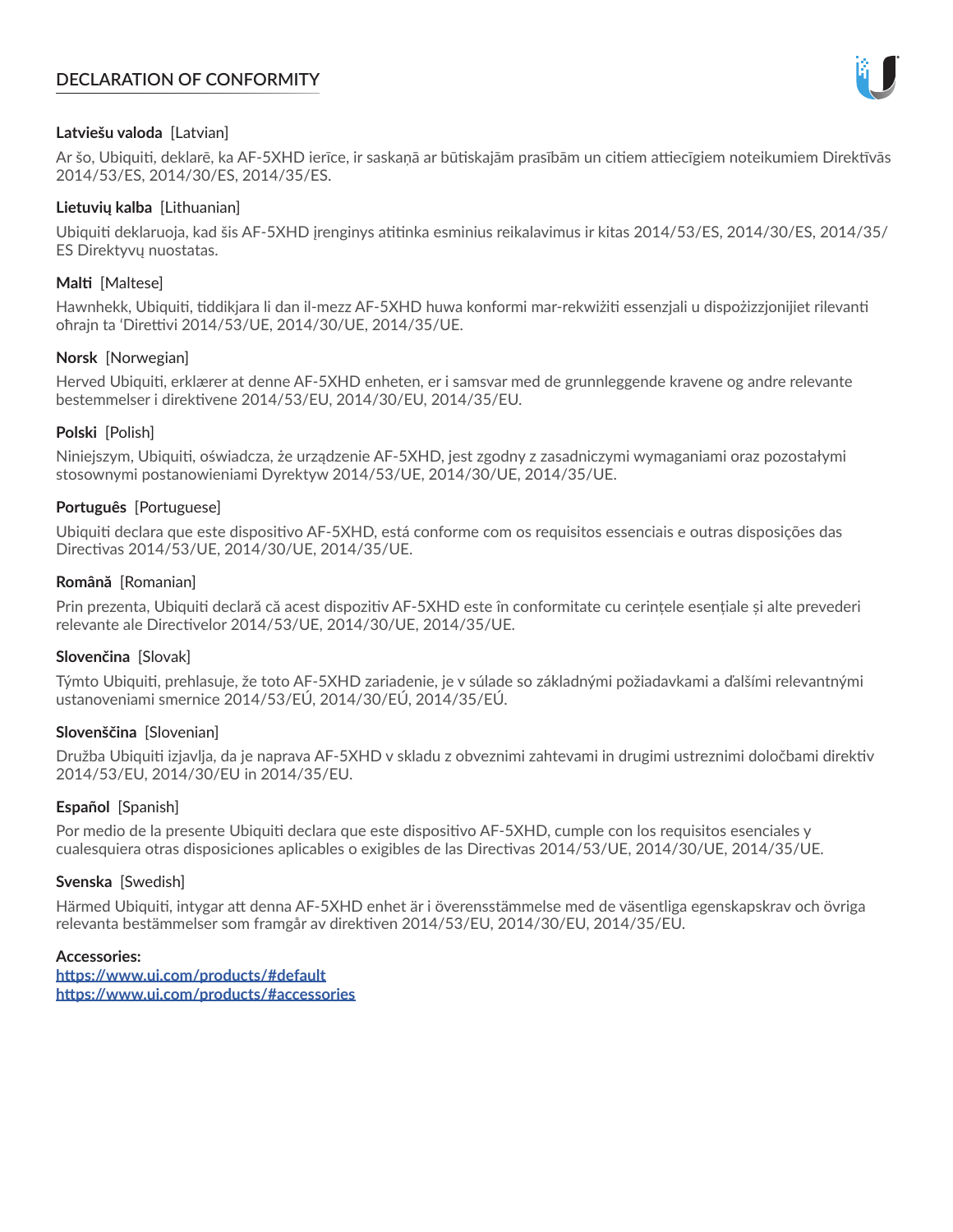# DECLARATION OF CONFORMITY

**Latviešu valoda** [Latvian]

Ar šo, Ubiquiti, deklarē, ka AF-5XHD ierīce, ir saskaņā ar būtiskajām prasībām un citiem attiecīgiem noteikumiem Direktīvās 2014/53/ES, 2014/30/ES, 2014/35/ES.

**Lietuvių kalba** [Lithuanian]

Ubiquiti deklaruoja, kad šis AF-5XHD įrenginys atitinka esminius reikalavimus ir kitas 2014/53/ES, 2014/30/ES, 2014/35/ES Direktyvų nuostatas.

**Malti** [Maltese]

Hawnhekk, Ubiquiti, tiddikjara li dan il-mezz AF-5XHD huwa konformi mar-rekwiżiti essenzjali u dispożizzjonijiet rilevanti oħrajn ta 'Direttivi 2014/53/UE, 2014/30/UE, 2014/35/UE.

**Norsk** [Norwegian]

Herved Ubiquiti, erklærer at denne AF-5XHD enheten, er i samsvar med de grunnleggende kravene og andre relevante bestemmelser i direktivene 2014/53/EU, 2014/30/EU, 2014/35/EU.

**Polski** [Polish]

Niniejszym, Ubiquiti, oświadcza, że urządzenie AF-5XHD, jest zgodny z zasadniczymi wymaganiami oraz pozostałymi stosownymi postanowieniami Dyrektyw 2014/53/UE, 2014/30/UE, 2014/35/UE.

**Português** [Portuguese]

Ubiquiti declara que este dispositivo AF-5XHD, está conforme com os requisitos essenciais e outras disposições das Directivas 2014/53/UE, 2014/30/UE, 2014/35/UE.

**Română** [Romanian]

Prin prezenta, Ubiquiti declară că acest dispozitiv AF-5XHD este în conformitate cu cerințele esențiale și alte prevederi relevante ale Directivelor 2014/53/UE, 2014/30/UE, 2014/35/UE.

**Slovenčina** [Slovak]

Týmto Ubiquiti, prehlasuje, že toto AF-5XHD zariadenie, je v súlade so základnými požiadavkami a ďalšími relevantnými ustanoveniami smernice 2014/53/EÚ, 2014/30/EÚ, 2014/35/EÚ.

**Slovenščina** [Slovenian]

Družba Ubiquiti izjavlja, da je naprava AF-5XHD v skladu z obveznimi zahtevami in drugimi ustreznimi določbami direktiv 2014/53/EU, 2014/30/EU in 2014/35/EU.

**Español** [Spanish]

Por medio de la presente Ubiquiti declara que este dispositivo AF-5XHD, cumple con los requisitos esenciales y cualesquiera otras disposiciones aplicables o exigibles de las Directivas 2014/53/UE, 2014/30/UE, 2014/35/UE.

**Svenska** [Swedish]

Härmed Ubiquiti, intygar att denna AF-5XHD enhet är i överensstämmelse med de väsentliga egenskapskrav och övriga relevanta bestämmelser som framgår av direktiven 2014/53/EU, 2014/30/EU, 2014/35/EU.

**Accessories:**
**https://www.ui.com/products/#default**
**https://www.ui.com/products/#accessories**